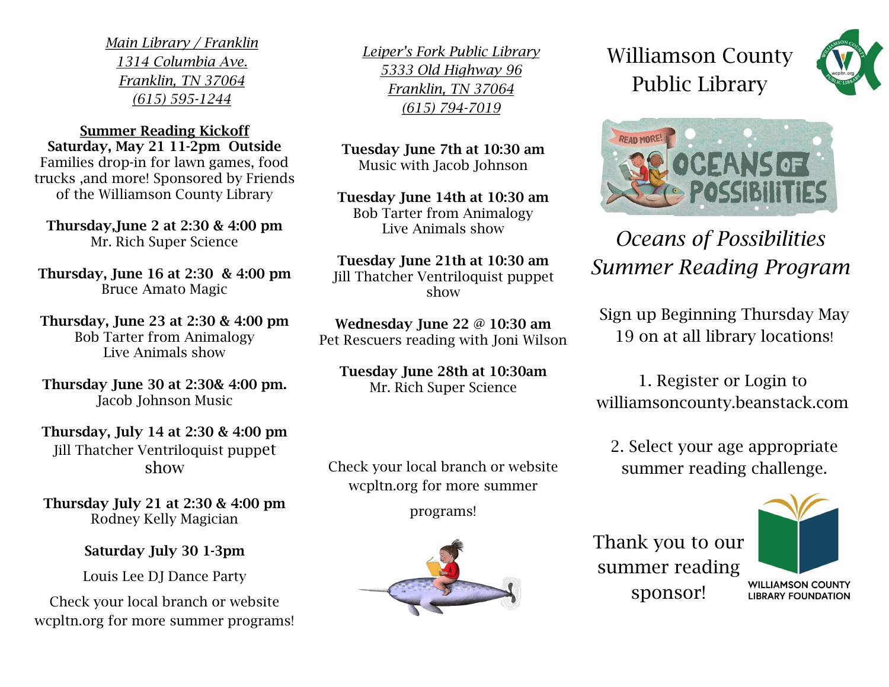*Main Library / Franklin*
*1314 Columbia Ave.*
*Franklin, TN 37064*
*(615) 595-1244*

**Summer Reading Kickoff**
**Saturday, May 21 11-2pm Outside**
Families drop-in for lawn games, food trucks ,and more! Sponsored by Friends of the Williamson County Library

**Thursday,June 2 at 2:30 & 4:00 pm**
Mr. Rich Super Science

**Thursday, June 16 at 2:30 & 4:00 pm**
Bruce Amato Magic

**Thursday, June 23 at 2:30 & 4:00 pm**
Bob Tarter from Animalogy
Live Animals show

**Thursday June 30 at 2:30& 4:00 pm.**
Jacob Johnson Music

**Thursday, July 14 at 2:30 & 4:00 pm**
Jill Thatcher Ventriloquist puppet show

**Thursday July 21 at 2:30 & 4:00 pm**
Rodney Kelly Magician

**Saturday July 30 1-3pm**

Louis Lee DJ Dance Party

Check your local branch or website wcpltn.org for more summer programs!

*Leiper's Fork Public Library*
*5333 Old Highway 96*
*Franklin, TN 37064*
*(615) 794-7019*

**Tuesday June 7th at 10:30 am**
Music with Jacob Johnson

**Tuesday June 14th at 10:30 am**
Bob Tarter from Animalogy
Live Animals show

**Tuesday June 21th at 10:30 am**
Jill Thatcher Ventriloquist puppet show

**Wednesday June 22 @ 10:30 am**
Pet Rescuers reading with Joni Wilson

**Tuesday June 28th at 10:30am**
Mr. Rich Super Science

Check your local branch or website wcpltn.org for more summer programs!

# Williamson County Public Library

READ MORE! OCEANS OF POSSIBILITIES

## *Oceans of Possibilities Summer Reading Program*

Sign up Beginning Thursday May 19 on at all library locations!

1. Register or Login to williamsoncounty.beanstack.com

2. Select your age appropriate summer reading challenge.

Thank you to our summer reading sponsor!

WILLIAMSON COUNTY LIBRARY FOUNDATION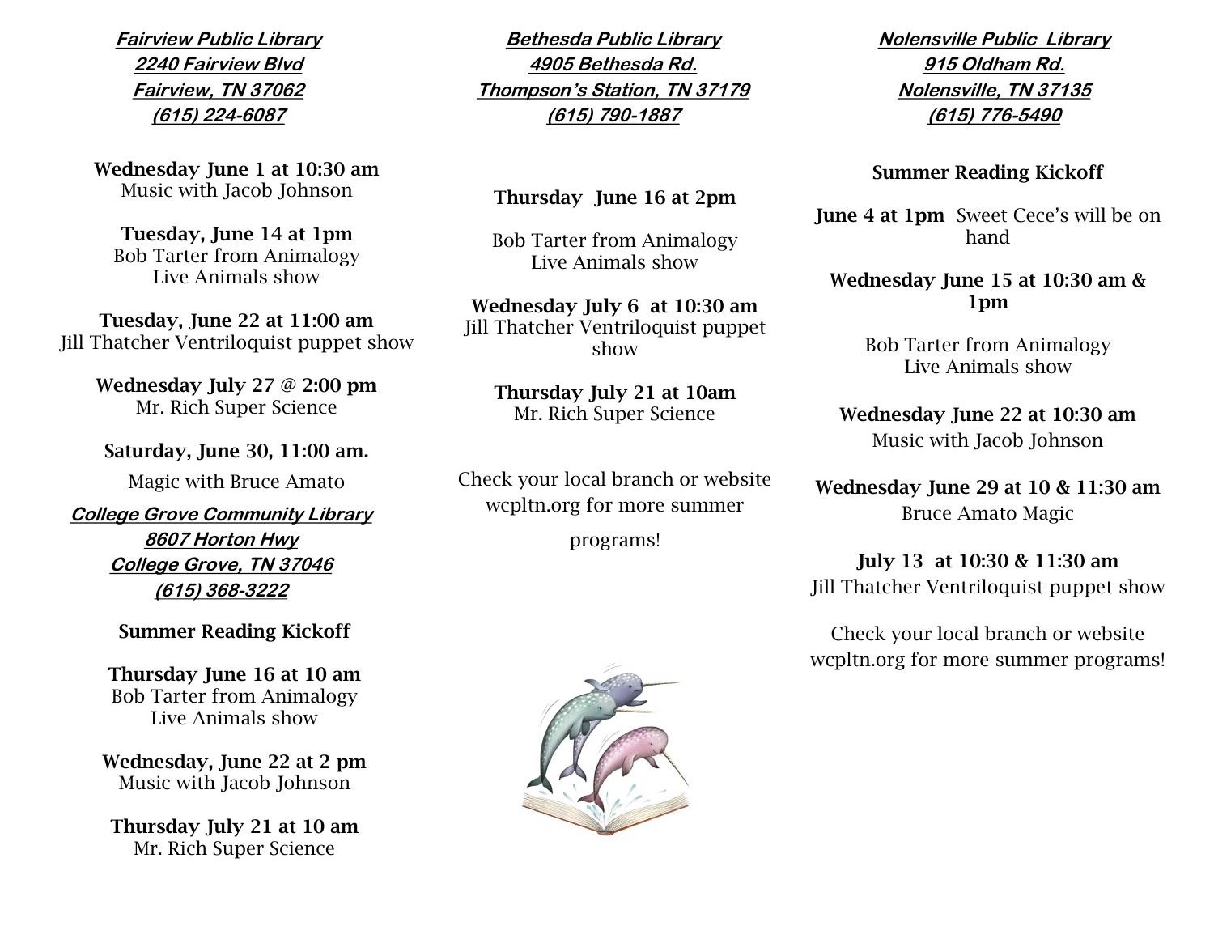***Fairview Public Library***
***2240 Fairview Blvd***
***Fairview, TN 37062***
***(615) 224-6087***

**Wednesday June 1 at 10:30 am**
Music with Jacob Johnson

**Tuesday, June 14 at 1pm**
Bob Tarter from Animalogy
Live Animals show

**Tuesday, June 22 at 11:00 am**
Jill Thatcher Ventriloquist puppet show

**Wednesday July 27 @ 2:00 pm**
Mr. Rich Super Science

**Saturday, June 30, 11:00 am.**
Magic with Bruce Amato

***College Grove Community Library***
***8607 Horton Hwy***
***College Grove, TN 37046***
***(615) 368-3222***

**Summer Reading Kickoff**

**Thursday June 16 at 10 am**
Bob Tarter from Animalogy
Live Animals show

**Wednesday, June 22 at 2 pm**
Music with Jacob Johnson

**Thursday July 21 at 10 am**
Mr. Rich Super Science

***Bethesda Public Library***
***4905 Bethesda Rd.***
***Thompson's Station, TN 37179***
***(615) 790-1887***

**Thursday June 16 at 2pm**

Bob Tarter from Animalogy
Live Animals show

**Wednesday July 6 at 10:30 am**
Jill Thatcher Ventriloquist puppet show

**Thursday July 21 at 10am**
Mr. Rich Super Science

Check your local branch or website wcpltn.org for more summer programs!

***Nolensville Public Library***
***915 Oldham Rd.***
***Nolensville, TN 37135***
***(615) 776-5490***

**Summer Reading Kickoff**

**June 4 at 1pm** Sweet Cece's will be on hand

**Wednesday June 15 at 10:30 am & 1pm**

Bob Tarter from Animalogy
Live Animals show

**Wednesday June 22 at 10:30 am**
Music with Jacob Johnson

**Wednesday June 29 at 10 & 11:30 am**
Bruce Amato Magic

**July 13 at 10:30 & 11:30 am**
Jill Thatcher Ventriloquist puppet show

Check your local branch or website wcpltn.org for more summer programs!